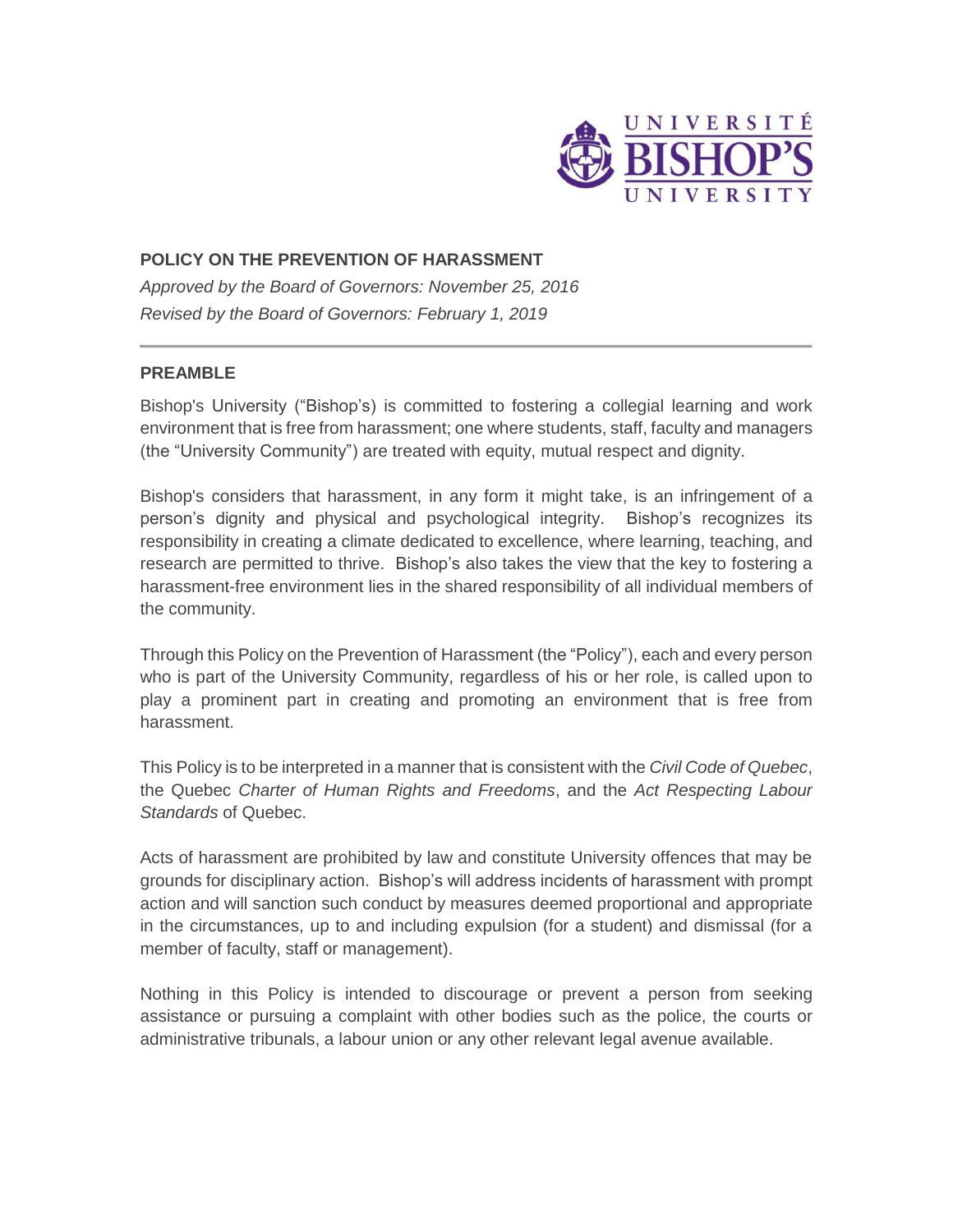# POLICY ON THE PREVENTION OF HARASSMENT

*Approved by the Board of Governors: November 25, 2016*
*Revised by the Board of Governors: February 1, 2019*

---

## PREAMBLE

Bishop's University ("Bishop's) is committed to fostering a collegial learning and work environment that is free from harassment; one where students, staff, faculty and managers (the "University Community") are treated with equity, mutual respect and dignity.

Bishop's considers that harassment, in any form it might take, is an infringement of a person's dignity and physical and psychological integrity. Bishop's recognizes its responsibility in creating a climate dedicated to excellence, where learning, teaching, and research are permitted to thrive. Bishop's also takes the view that the key to fostering a harassment-free environment lies in the shared responsibility of all individual members of the community.

Through this Policy on the Prevention of Harassment (the "Policy"), each and every person who is part of the University Community, regardless of his or her role, is called upon to play a prominent part in creating and promoting an environment that is free from harassment.

This Policy is to be interpreted in a manner that is consistent with the *Civil Code of Quebec*, the Quebec *Charter of Human Rights and Freedoms*, and the *Act Respecting Labour Standards* of Quebec.

Acts of harassment are prohibited by law and constitute University offences that may be grounds for disciplinary action. Bishop's will address incidents of harassment with prompt action and will sanction such conduct by measures deemed proportional and appropriate in the circumstances, up to and including expulsion (for a student) and dismissal (for a member of faculty, staff or management).

Nothing in this Policy is intended to discourage or prevent a person from seeking assistance or pursuing a complaint with other bodies such as the police, the courts or administrative tribunals, a labour union or any other relevant legal avenue available.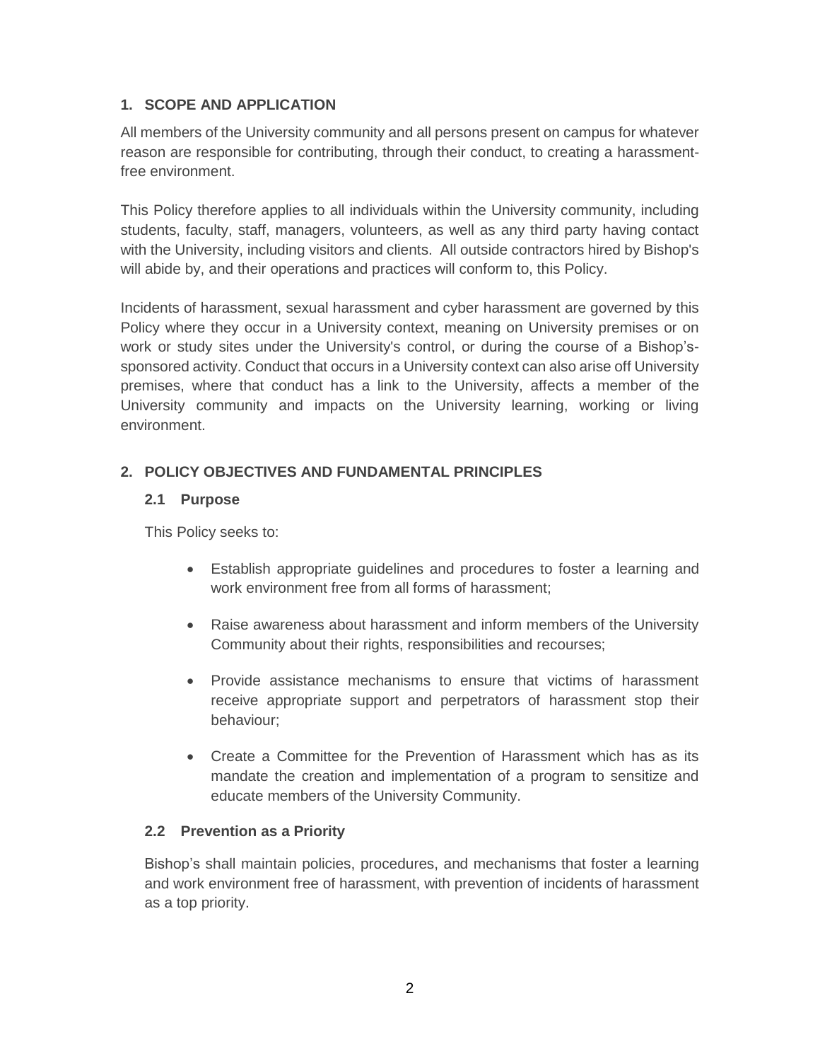## 1. SCOPE AND APPLICATION

All members of the University community and all persons present on campus for whatever reason are responsible for contributing, through their conduct, to creating a harassment-free environment.

This Policy therefore applies to all individuals within the University community, including students, faculty, staff, managers, volunteers, as well as any third party having contact with the University, including visitors and clients. All outside contractors hired by Bishop's will abide by, and their operations and practices will conform to, this Policy.

Incidents of harassment, sexual harassment and cyber harassment are governed by this Policy where they occur in a University context, meaning on University premises or on work or study sites under the University's control, or during the course of a Bishop's-sponsored activity. Conduct that occurs in a University context can also arise off University premises, where that conduct has a link to the University, affects a member of the University community and impacts on the University learning, working or living environment.

## 2. POLICY OBJECTIVES AND FUNDAMENTAL PRINCIPLES

### 2.1 Purpose

This Policy seeks to:

- Establish appropriate guidelines and procedures to foster a learning and work environment free from all forms of harassment;
- Raise awareness about harassment and inform members of the University Community about their rights, responsibilities and recourses;
- Provide assistance mechanisms to ensure that victims of harassment receive appropriate support and perpetrators of harassment stop their behaviour;
- Create a Committee for the Prevention of Harassment which has as its mandate the creation and implementation of a program to sensitize and educate members of the University Community.

### 2.2 Prevention as a Priority

Bishop's shall maintain policies, procedures, and mechanisms that foster a learning and work environment free of harassment, with prevention of incidents of harassment as a top priority.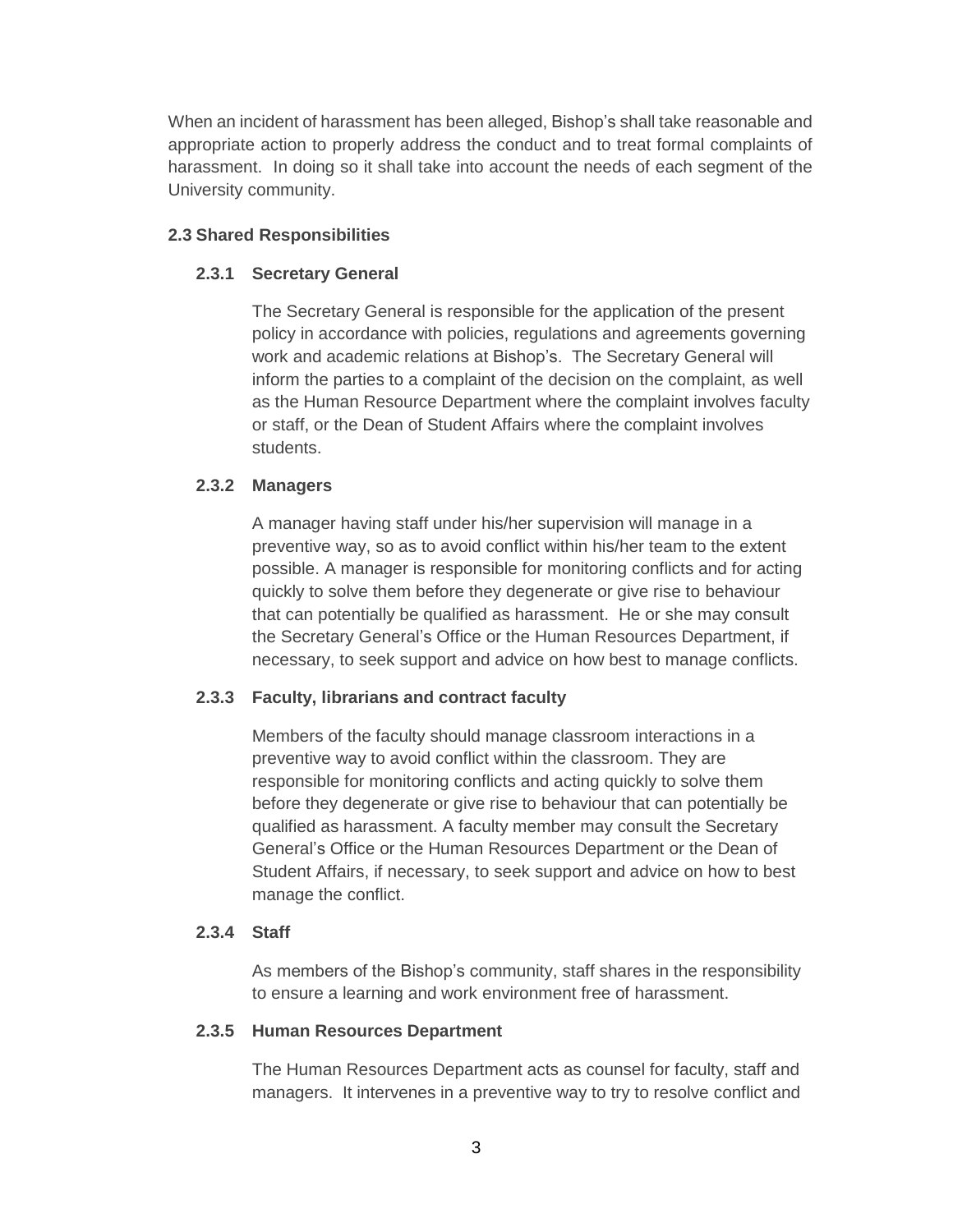When an incident of harassment has been alleged, Bishop's shall take reasonable and appropriate action to properly address the conduct and to treat formal complaints of harassment. In doing so it shall take into account the needs of each segment of the University community.

### 2.3 Shared Responsibilities

#### 2.3.1 Secretary General

The Secretary General is responsible for the application of the present policy in accordance with policies, regulations and agreements governing work and academic relations at Bishop's. The Secretary General will inform the parties to a complaint of the decision on the complaint, as well as the Human Resource Department where the complaint involves faculty or staff, or the Dean of Student Affairs where the complaint involves students.

#### 2.3.2 Managers

A manager having staff under his/her supervision will manage in a preventive way, so as to avoid conflict within his/her team to the extent possible. A manager is responsible for monitoring conflicts and for acting quickly to solve them before they degenerate or give rise to behaviour that can potentially be qualified as harassment. He or she may consult the Secretary General's Office or the Human Resources Department, if necessary, to seek support and advice on how best to manage conflicts.

#### 2.3.3 Faculty, librarians and contract faculty

Members of the faculty should manage classroom interactions in a preventive way to avoid conflict within the classroom. They are responsible for monitoring conflicts and acting quickly to solve them before they degenerate or give rise to behaviour that can potentially be qualified as harassment. A faculty member may consult the Secretary General's Office or the Human Resources Department or the Dean of Student Affairs, if necessary, to seek support and advice on how to best manage the conflict.

#### 2.3.4 Staff

As members of the Bishop's community, staff shares in the responsibility to ensure a learning and work environment free of harassment.

#### 2.3.5 Human Resources Department

The Human Resources Department acts as counsel for faculty, staff and managers. It intervenes in a preventive way to try to resolve conflict and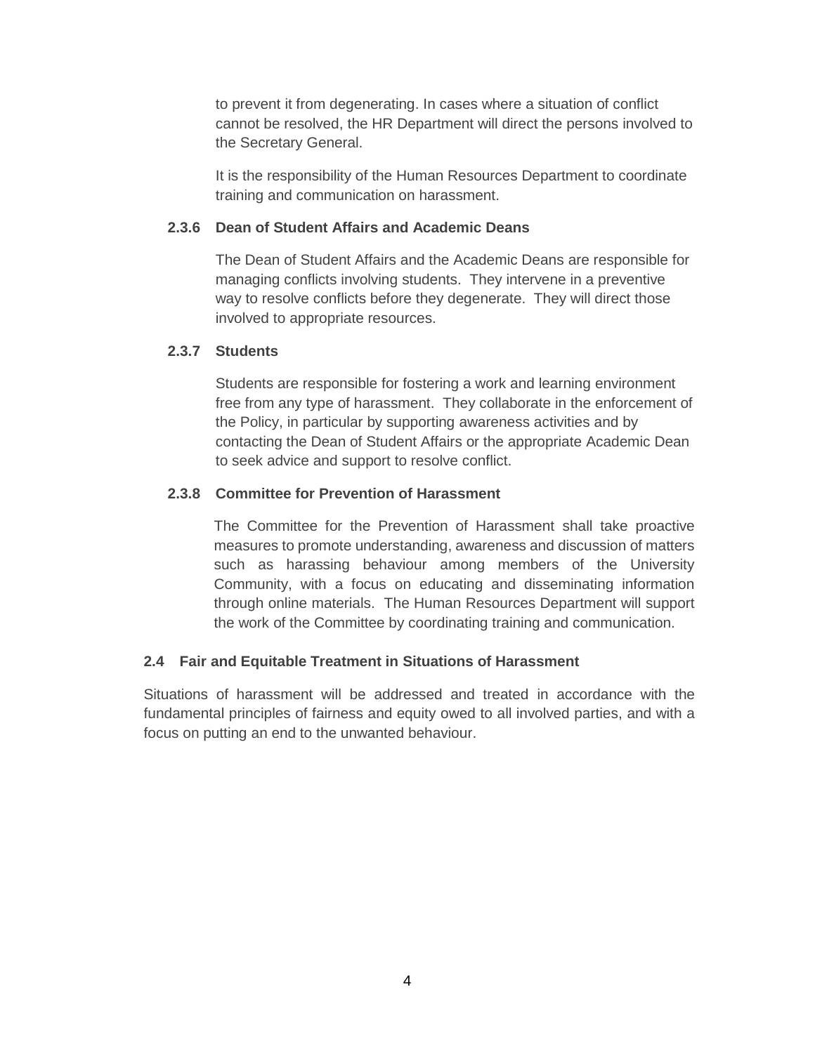to prevent it from degenerating. In cases where a situation of conflict cannot be resolved, the HR Department will direct the persons involved to the Secretary General.

It is the responsibility of the Human Resources Department to coordinate training and communication on harassment.

#### 2.3.6 Dean of Student Affairs and Academic Deans

The Dean of Student Affairs and the Academic Deans are responsible for managing conflicts involving students. They intervene in a preventive way to resolve conflicts before they degenerate. They will direct those involved to appropriate resources.

#### 2.3.7 Students

Students are responsible for fostering a work and learning environment free from any type of harassment. They collaborate in the enforcement of the Policy, in particular by supporting awareness activities and by contacting the Dean of Student Affairs or the appropriate Academic Dean to seek advice and support to resolve conflict.

#### 2.3.8 Committee for Prevention of Harassment

The Committee for the Prevention of Harassment shall take proactive measures to promote understanding, awareness and discussion of matters such as harassing behaviour among members of the University Community, with a focus on educating and disseminating information through online materials. The Human Resources Department will support the work of the Committee by coordinating training and communication.

### 2.4 Fair and Equitable Treatment in Situations of Harassment

Situations of harassment will be addressed and treated in accordance with the fundamental principles of fairness and equity owed to all involved parties, and with a focus on putting an end to the unwanted behaviour.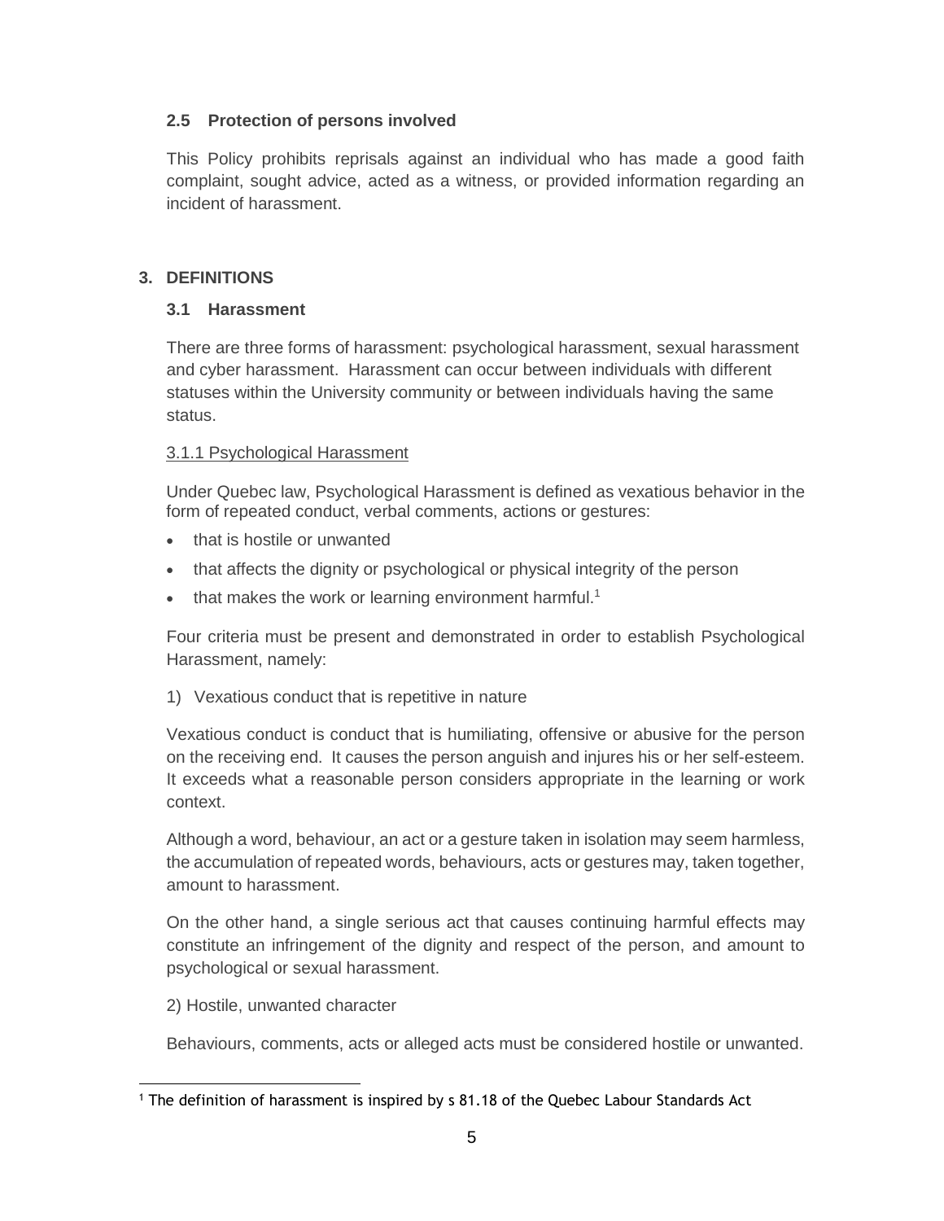### 2.5 Protection of persons involved

This Policy prohibits reprisals against an individual who has made a good faith complaint, sought advice, acted as a witness, or provided information regarding an incident of harassment.

## 3. DEFINITIONS

### 3.1 Harassment

There are three forms of harassment: psychological harassment, sexual harassment and cyber harassment. Harassment can occur between individuals with different statuses within the University community or between individuals having the same status.

#### 3.1.1 Psychological Harassment

Under Quebec law, Psychological Harassment is defined as vexatious behavior in the form of repeated conduct, verbal comments, actions or gestures:

- that is hostile or unwanted
- that affects the dignity or psychological or physical integrity of the person
- that makes the work or learning environment harmful.[1]

Four criteria must be present and demonstrated in order to establish Psychological Harassment, namely:

1) Vexatious conduct that is repetitive in nature

Vexatious conduct is conduct that is humiliating, offensive or abusive for the person on the receiving end. It causes the person anguish and injures his or her self-esteem. It exceeds what a reasonable person considers appropriate in the learning or work context.

Although a word, behaviour, an act or a gesture taken in isolation may seem harmless, the accumulation of repeated words, behaviours, acts or gestures may, taken together, amount to harassment.

On the other hand, a single serious act that causes continuing harmful effects may constitute an infringement of the dignity and respect of the person, and amount to psychological or sexual harassment.

2) Hostile, unwanted character

Behaviours, comments, acts or alleged acts must be considered hostile or unwanted.

[1] The definition of harassment is inspired by s 81.18 of the Quebec Labour Standards Act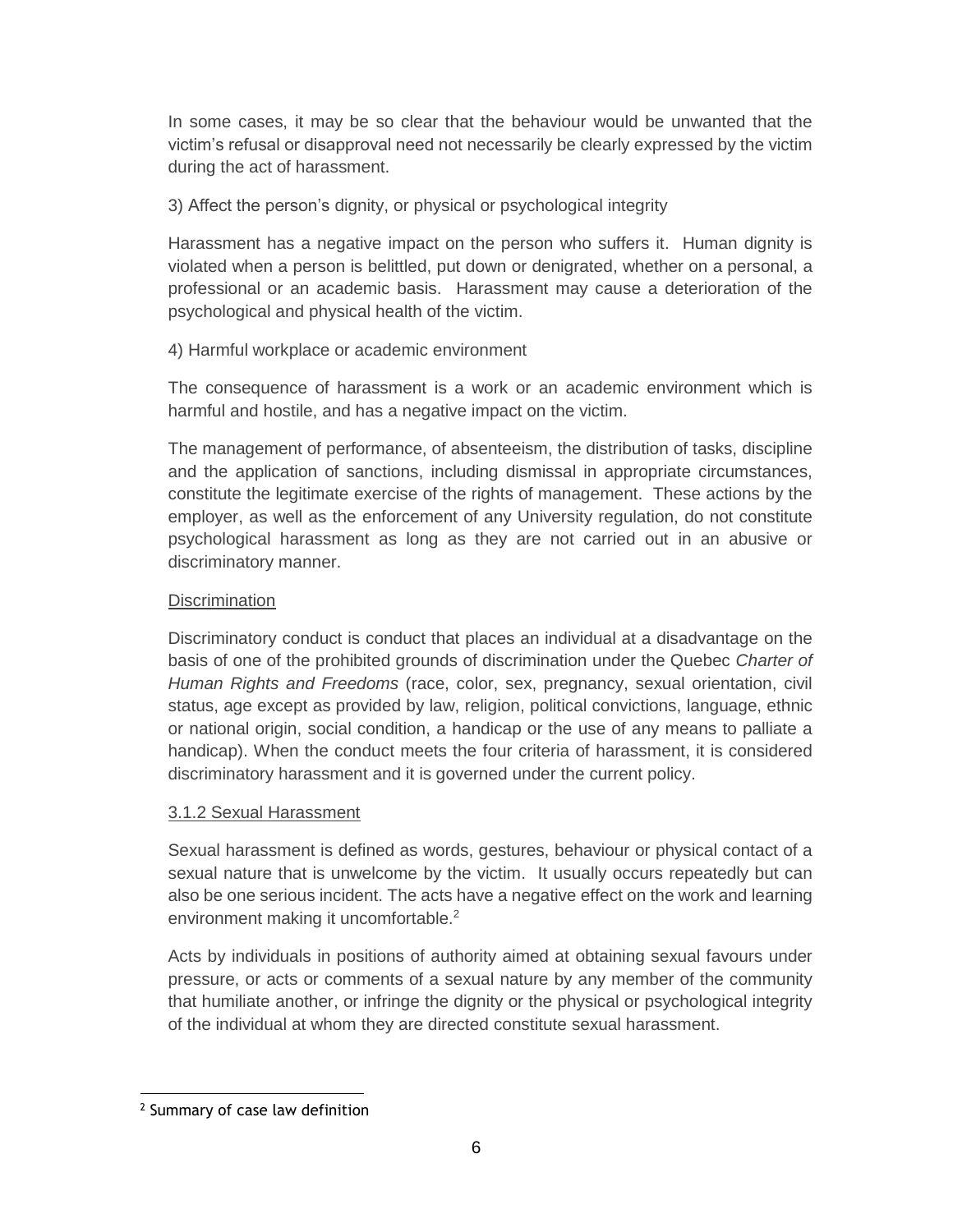In some cases, it may be so clear that the behaviour would be unwanted that the victim's refusal or disapproval need not necessarily be clearly expressed by the victim during the act of harassment.

3) Affect the person's dignity, or physical or psychological integrity

Harassment has a negative impact on the person who suffers it. Human dignity is violated when a person is belittled, put down or denigrated, whether on a personal, a professional or an academic basis. Harassment may cause a deterioration of the psychological and physical health of the victim.

4) Harmful workplace or academic environment

The consequence of harassment is a work or an academic environment which is harmful and hostile, and has a negative impact on the victim.

The management of performance, of absenteeism, the distribution of tasks, discipline and the application of sanctions, including dismissal in appropriate circumstances, constitute the legitimate exercise of the rights of management. These actions by the employer, as well as the enforcement of any University regulation, do not constitute psychological harassment as long as they are not carried out in an abusive or discriminatory manner.

Discrimination

Discriminatory conduct is conduct that places an individual at a disadvantage on the basis of one of the prohibited grounds of discrimination under the Quebec *Charter of Human Rights and Freedoms* (race, color, sex, pregnancy, sexual orientation, civil status, age except as provided by law, religion, political convictions, language, ethnic or national origin, social condition, a handicap or the use of any means to palliate a handicap). When the conduct meets the four criteria of harassment, it is considered discriminatory harassment and it is governed under the current policy.

### 3.1.2 Sexual Harassment

Sexual harassment is defined as words, gestures, behaviour or physical contact of a sexual nature that is unwelcome by the victim. It usually occurs repeatedly but can also be one serious incident. The acts have a negative effect on the work and learning environment making it uncomfortable.[2]

Acts by individuals in positions of authority aimed at obtaining sexual favours under pressure, or acts or comments of a sexual nature by any member of the community that humiliate another, or infringe the dignity or the physical or psychological integrity of the individual at whom they are directed constitute sexual harassment.

---

[2] Summary of case law definition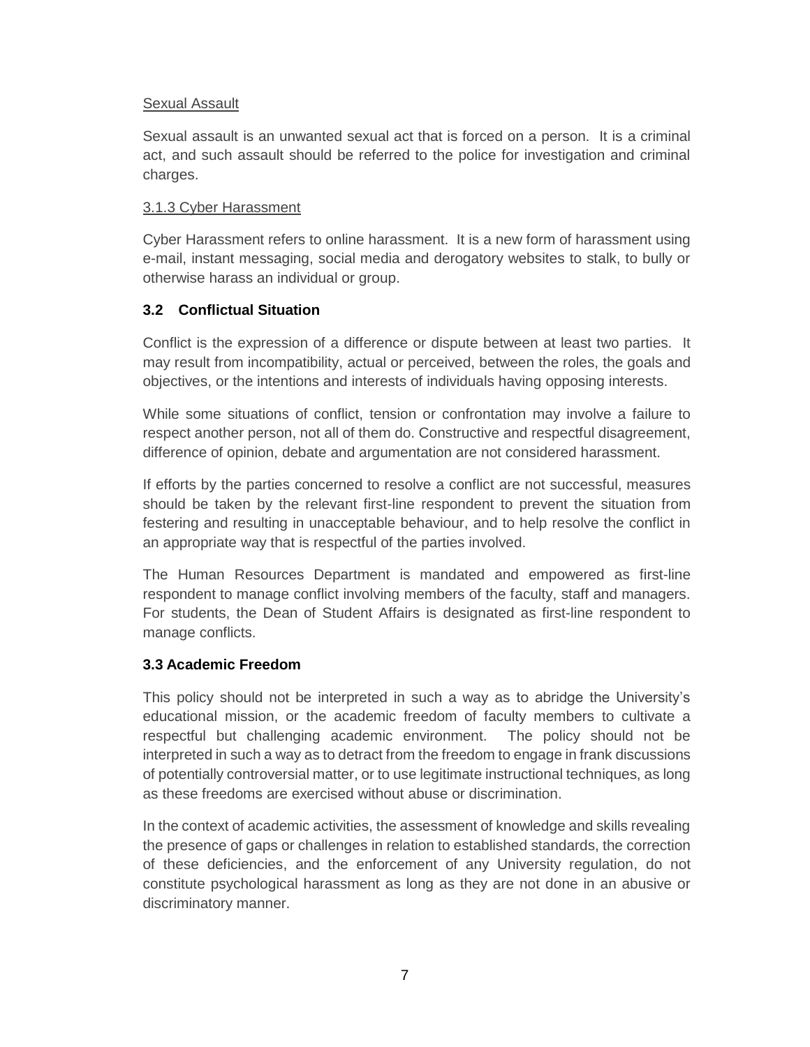Sexual Assault

Sexual assault is an unwanted sexual act that is forced on a person. It is a criminal act, and such assault should be referred to the police for investigation and criminal charges.

3.1.3 Cyber Harassment

Cyber Harassment refers to online harassment. It is a new form of harassment using e-mail, instant messaging, social media and derogatory websites to stalk, to bully or otherwise harass an individual or group.

### 3.2 Conflictual Situation

Conflict is the expression of a difference or dispute between at least two parties. It may result from incompatibility, actual or perceived, between the roles, the goals and objectives, or the intentions and interests of individuals having opposing interests.

While some situations of conflict, tension or confrontation may involve a failure to respect another person, not all of them do. Constructive and respectful disagreement, difference of opinion, debate and argumentation are not considered harassment.

If efforts by the parties concerned to resolve a conflict are not successful, measures should be taken by the relevant first-line respondent to prevent the situation from festering and resulting in unacceptable behaviour, and to help resolve the conflict in an appropriate way that is respectful of the parties involved.

The Human Resources Department is mandated and empowered as first-line respondent to manage conflict involving members of the faculty, staff and managers. For students, the Dean of Student Affairs is designated as first-line respondent to manage conflicts.

### 3.3 Academic Freedom

This policy should not be interpreted in such a way as to abridge the University's educational mission, or the academic freedom of faculty members to cultivate a respectful but challenging academic environment. The policy should not be interpreted in such a way as to detract from the freedom to engage in frank discussions of potentially controversial matter, or to use legitimate instructional techniques, as long as these freedoms are exercised without abuse or discrimination.

In the context of academic activities, the assessment of knowledge and skills revealing the presence of gaps or challenges in relation to established standards, the correction of these deficiencies, and the enforcement of any University regulation, do not constitute psychological harassment as long as they are not done in an abusive or discriminatory manner.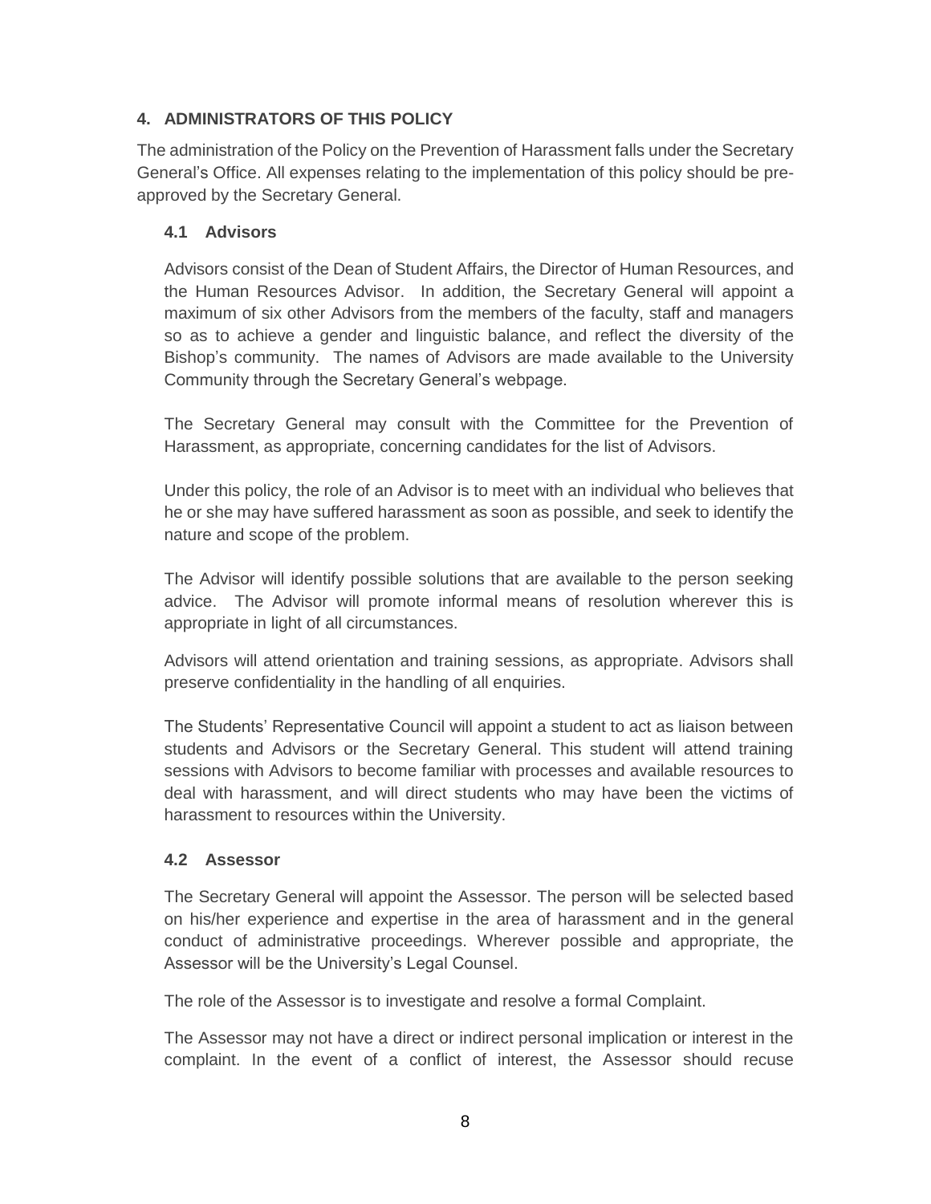## 4. ADMINISTRATORS OF THIS POLICY

The administration of the Policy on the Prevention of Harassment falls under the Secretary General's Office. All expenses relating to the implementation of this policy should be pre-approved by the Secretary General.

### 4.1 Advisors

Advisors consist of the Dean of Student Affairs, the Director of Human Resources, and the Human Resources Advisor. In addition, the Secretary General will appoint a maximum of six other Advisors from the members of the faculty, staff and managers so as to achieve a gender and linguistic balance, and reflect the diversity of the Bishop's community. The names of Advisors are made available to the University Community through the Secretary General's webpage.

The Secretary General may consult with the Committee for the Prevention of Harassment, as appropriate, concerning candidates for the list of Advisors.

Under this policy, the role of an Advisor is to meet with an individual who believes that he or she may have suffered harassment as soon as possible, and seek to identify the nature and scope of the problem.

The Advisor will identify possible solutions that are available to the person seeking advice. The Advisor will promote informal means of resolution wherever this is appropriate in light of all circumstances.

Advisors will attend orientation and training sessions, as appropriate. Advisors shall preserve confidentiality in the handling of all enquiries.

The Students' Representative Council will appoint a student to act as liaison between students and Advisors or the Secretary General. This student will attend training sessions with Advisors to become familiar with processes and available resources to deal with harassment, and will direct students who may have been the victims of harassment to resources within the University.

### 4.2 Assessor

The Secretary General will appoint the Assessor. The person will be selected based on his/her experience and expertise in the area of harassment and in the general conduct of administrative proceedings. Wherever possible and appropriate, the Assessor will be the University's Legal Counsel.

The role of the Assessor is to investigate and resolve a formal Complaint.

The Assessor may not have a direct or indirect personal implication or interest in the complaint. In the event of a conflict of interest, the Assessor should recuse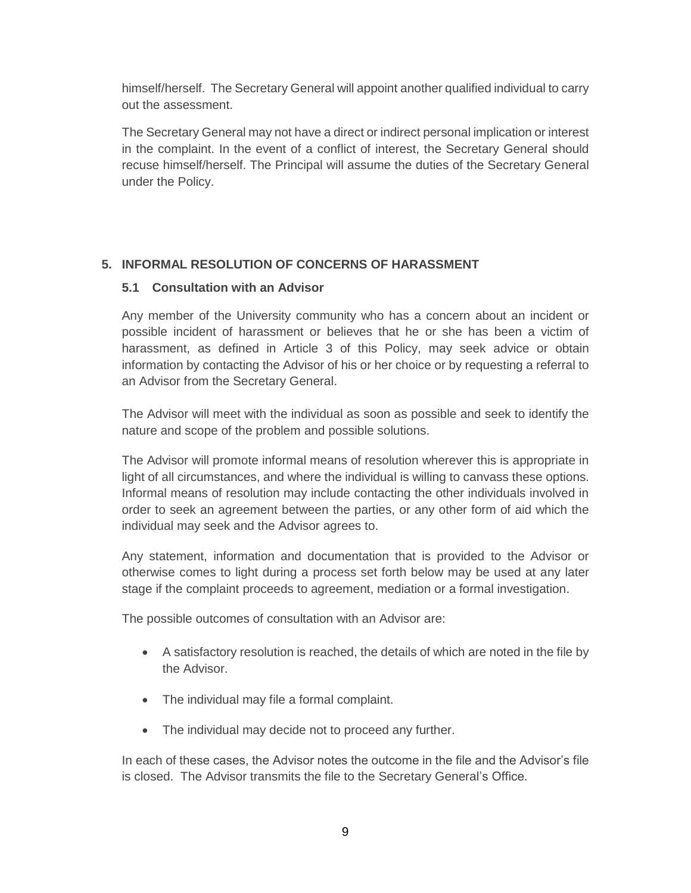himself/herself. The Secretary General will appoint another qualified individual to carry out the assessment.

The Secretary General may not have a direct or indirect personal implication or interest in the complaint. In the event of a conflict of interest, the Secretary General should recuse himself/herself. The Principal will assume the duties of the Secretary General under the Policy.

## 5. INFORMAL RESOLUTION OF CONCERNS OF HARASSMENT

### 5.1 Consultation with an Advisor

Any member of the University community who has a concern about an incident or possible incident of harassment or believes that he or she has been a victim of harassment, as defined in Article 3 of this Policy, may seek advice or obtain information by contacting the Advisor of his or her choice or by requesting a referral to an Advisor from the Secretary General.

The Advisor will meet with the individual as soon as possible and seek to identify the nature and scope of the problem and possible solutions.

The Advisor will promote informal means of resolution wherever this is appropriate in light of all circumstances, and where the individual is willing to canvass these options. Informal means of resolution may include contacting the other individuals involved in order to seek an agreement between the parties, or any other form of aid which the individual may seek and the Advisor agrees to.

Any statement, information and documentation that is provided to the Advisor or otherwise comes to light during a process set forth below may be used at any later stage if the complaint proceeds to agreement, mediation or a formal investigation.

The possible outcomes of consultation with an Advisor are:

- A satisfactory resolution is reached, the details of which are noted in the file by the Advisor.
- The individual may file a formal complaint.
- The individual may decide not to proceed any further.

In each of these cases, the Advisor notes the outcome in the file and the Advisor's file is closed. The Advisor transmits the file to the Secretary General's Office.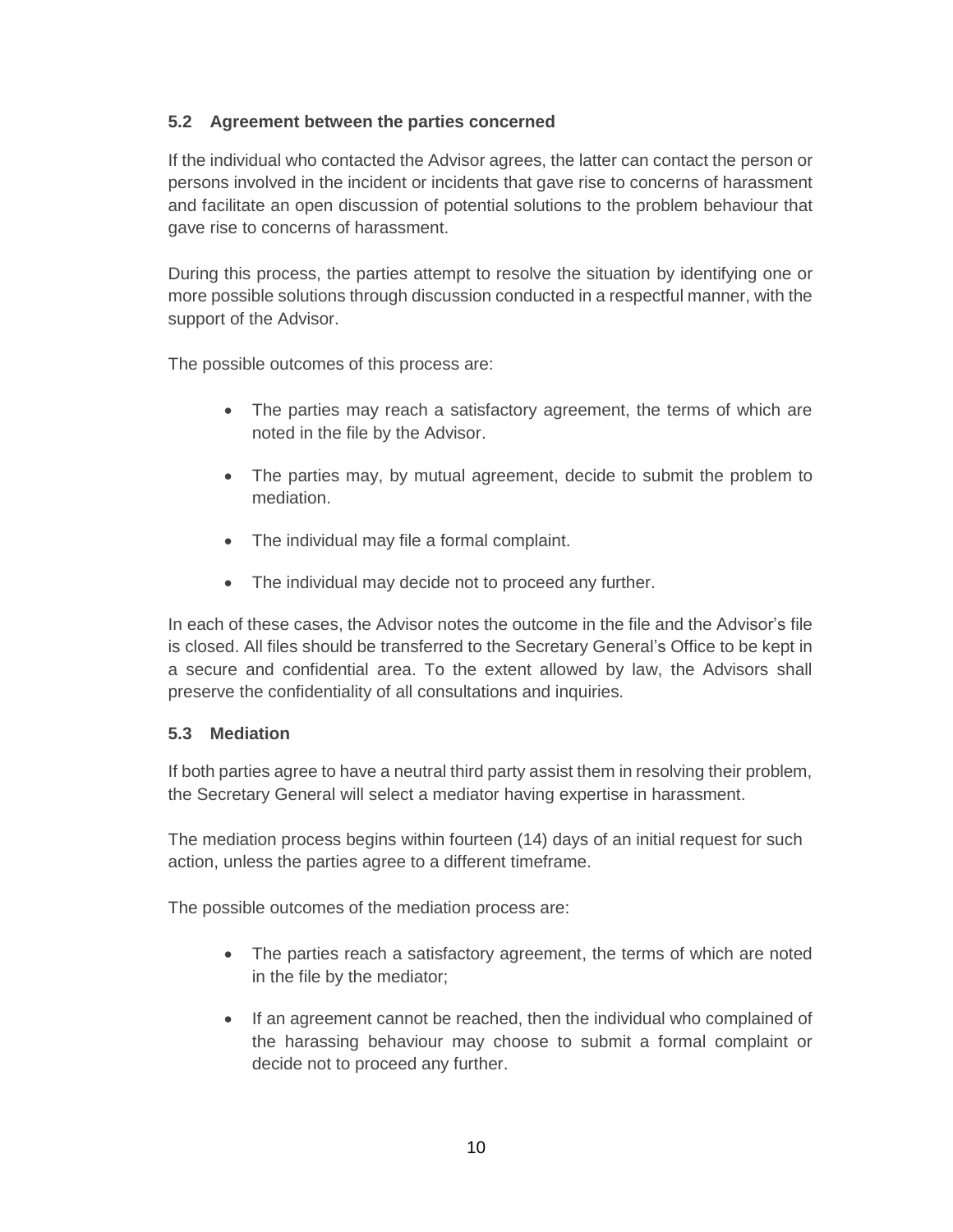### 5.2 Agreement between the parties concerned

If the individual who contacted the Advisor agrees, the latter can contact the person or persons involved in the incident or incidents that gave rise to concerns of harassment and facilitate an open discussion of potential solutions to the problem behaviour that gave rise to concerns of harassment.

During this process, the parties attempt to resolve the situation by identifying one or more possible solutions through discussion conducted in a respectful manner, with the support of the Advisor.

The possible outcomes of this process are:

- The parties may reach a satisfactory agreement, the terms of which are noted in the file by the Advisor.
- The parties may, by mutual agreement, decide to submit the problem to mediation.
- The individual may file a formal complaint.
- The individual may decide not to proceed any further.

In each of these cases, the Advisor notes the outcome in the file and the Advisor's file is closed. All files should be transferred to the Secretary General's Office to be kept in a secure and confidential area. To the extent allowed by law, the Advisors shall preserve the confidentiality of all consultations and inquiries.

### 5.3 Mediation

If both parties agree to have a neutral third party assist them in resolving their problem, the Secretary General will select a mediator having expertise in harassment.

The mediation process begins within fourteen (14) days of an initial request for such action, unless the parties agree to a different timeframe.

The possible outcomes of the mediation process are:

- The parties reach a satisfactory agreement, the terms of which are noted in the file by the mediator;
- If an agreement cannot be reached, then the individual who complained of the harassing behaviour may choose to submit a formal complaint or decide not to proceed any further.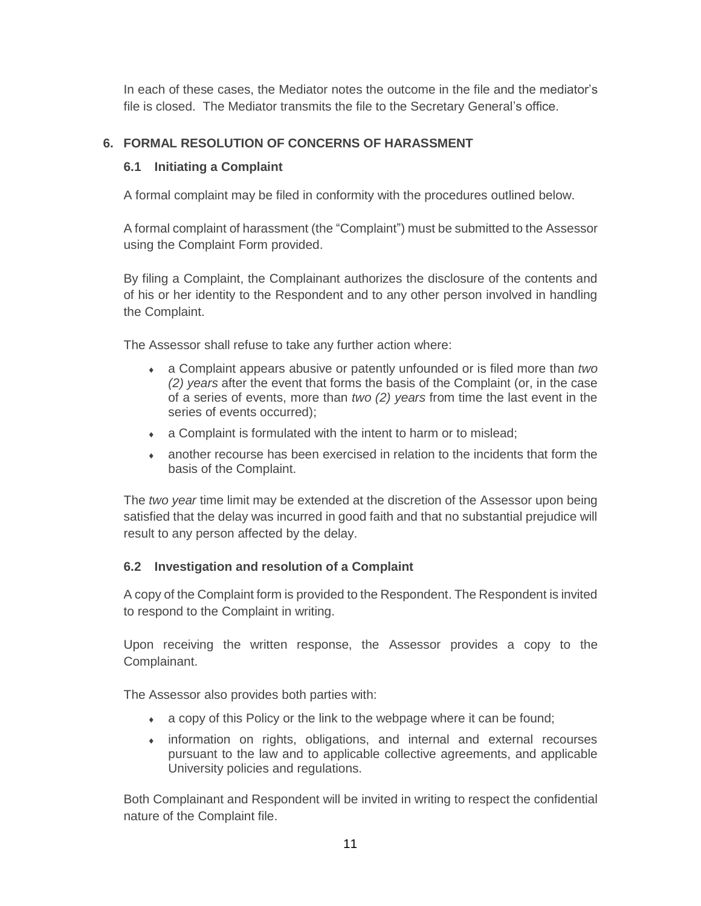In each of these cases, the Mediator notes the outcome in the file and the mediator's file is closed. The Mediator transmits the file to the Secretary General's office.

## 6. FORMAL RESOLUTION OF CONCERNS OF HARASSMENT

### 6.1 Initiating a Complaint

A formal complaint may be filed in conformity with the procedures outlined below.

A formal complaint of harassment (the "Complaint") must be submitted to the Assessor using the Complaint Form provided.

By filing a Complaint, the Complainant authorizes the disclosure of the contents and of his or her identity to the Respondent and to any other person involved in handling the Complaint.

The Assessor shall refuse to take any further action where:

- a Complaint appears abusive or patently unfounded or is filed more than *two (2) years* after the event that forms the basis of the Complaint (or, in the case of a series of events, more than *two (2) years* from time the last event in the series of events occurred);
- a Complaint is formulated with the intent to harm or to mislead;
- another recourse has been exercised in relation to the incidents that form the basis of the Complaint.

The *two year* time limit may be extended at the discretion of the Assessor upon being satisfied that the delay was incurred in good faith and that no substantial prejudice will result to any person affected by the delay.

### 6.2 Investigation and resolution of a Complaint

A copy of the Complaint form is provided to the Respondent. The Respondent is invited to respond to the Complaint in writing.

Upon receiving the written response, the Assessor provides a copy to the Complainant.

The Assessor also provides both parties with:

- a copy of this Policy or the link to the webpage where it can be found;
- information on rights, obligations, and internal and external recourses pursuant to the law and to applicable collective agreements, and applicable University policies and regulations.

Both Complainant and Respondent will be invited in writing to respect the confidential nature of the Complaint file.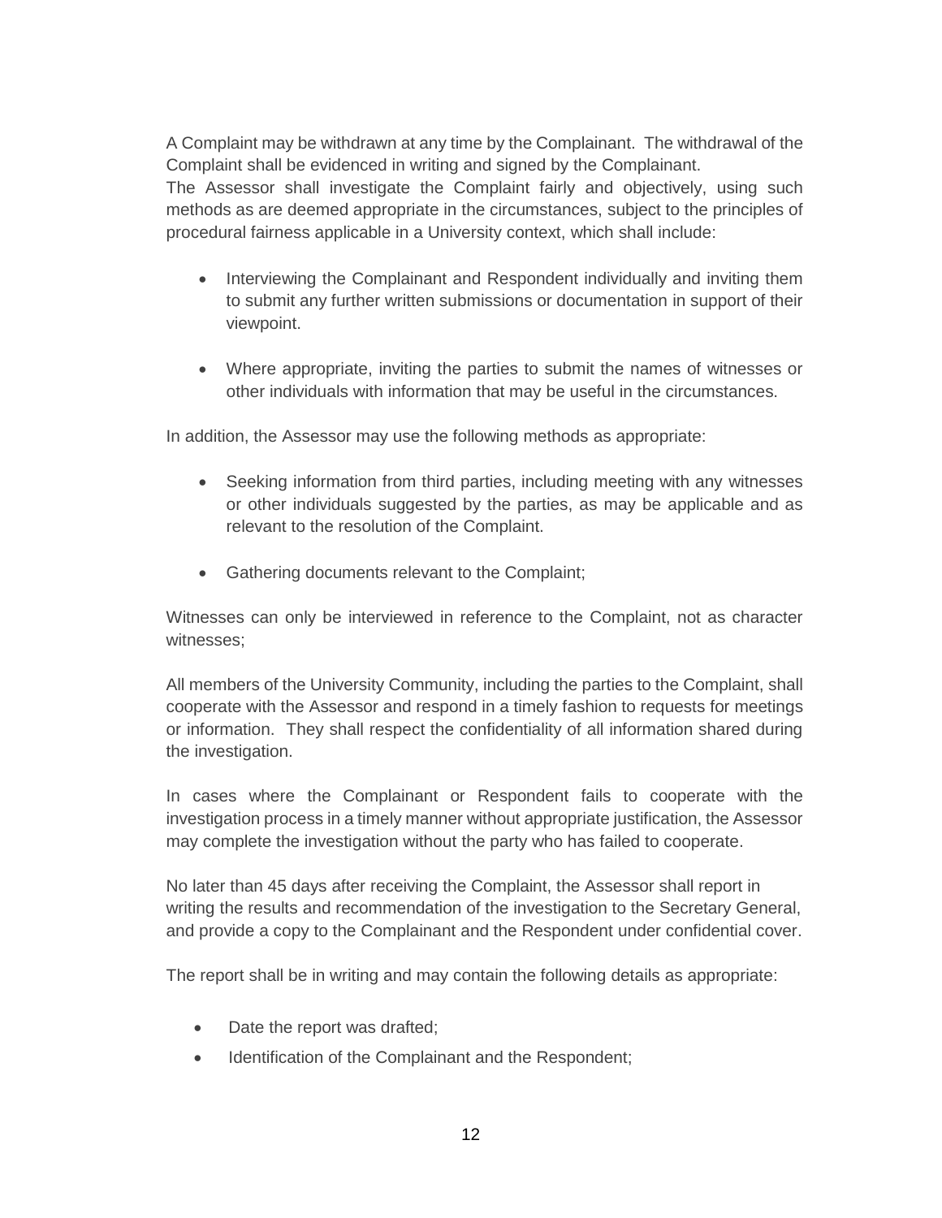A Complaint may be withdrawn at any time by the Complainant. The withdrawal of the Complaint shall be evidenced in writing and signed by the Complainant.

The Assessor shall investigate the Complaint fairly and objectively, using such methods as are deemed appropriate in the circumstances, subject to the principles of procedural fairness applicable in a University context, which shall include:

- Interviewing the Complainant and Respondent individually and inviting them to submit any further written submissions or documentation in support of their viewpoint.

- Where appropriate, inviting the parties to submit the names of witnesses or other individuals with information that may be useful in the circumstances.

In addition, the Assessor may use the following methods as appropriate:

- Seeking information from third parties, including meeting with any witnesses or other individuals suggested by the parties, as may be applicable and as relevant to the resolution of the Complaint.

- Gathering documents relevant to the Complaint;

Witnesses can only be interviewed in reference to the Complaint, not as character witnesses;

All members of the University Community, including the parties to the Complaint, shall cooperate with the Assessor and respond in a timely fashion to requests for meetings or information. They shall respect the confidentiality of all information shared during the investigation.

In cases where the Complainant or Respondent fails to cooperate with the investigation process in a timely manner without appropriate justification, the Assessor may complete the investigation without the party who has failed to cooperate.

No later than 45 days after receiving the Complaint, the Assessor shall report in writing the results and recommendation of the investigation to the Secretary General, and provide a copy to the Complainant and the Respondent under confidential cover.

The report shall be in writing and may contain the following details as appropriate:

- Date the report was drafted;
- Identification of the Complainant and the Respondent;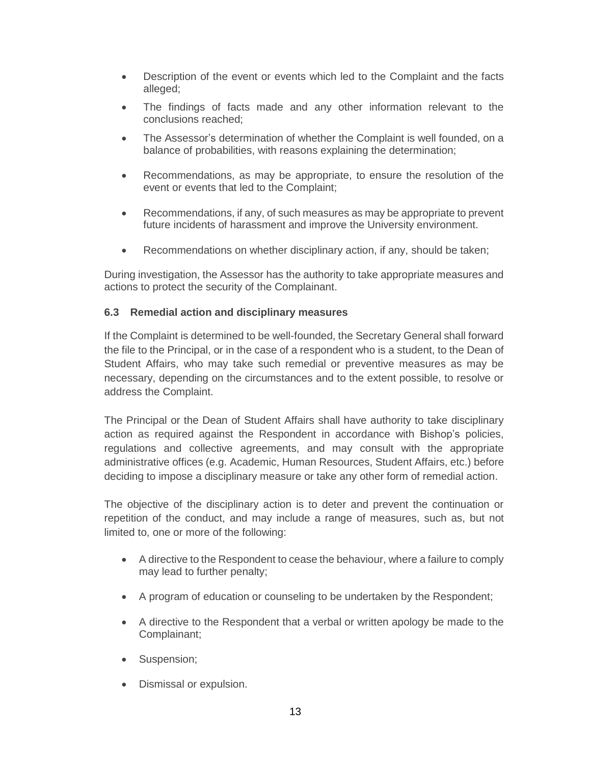- Description of the event or events which led to the Complaint and the facts alleged;
- The findings of facts made and any other information relevant to the conclusions reached;
- The Assessor's determination of whether the Complaint is well founded, on a balance of probabilities, with reasons explaining the determination;
- Recommendations, as may be appropriate, to ensure the resolution of the event or events that led to the Complaint;
- Recommendations, if any, of such measures as may be appropriate to prevent future incidents of harassment and improve the University environment.
- Recommendations on whether disciplinary action, if any, should be taken;

During investigation, the Assessor has the authority to take appropriate measures and actions to protect the security of the Complainant.

### 6.3 Remedial action and disciplinary measures

If the Complaint is determined to be well-founded, the Secretary General shall forward the file to the Principal, or in the case of a respondent who is a student, to the Dean of Student Affairs, who may take such remedial or preventive measures as may be necessary, depending on the circumstances and to the extent possible, to resolve or address the Complaint.

The Principal or the Dean of Student Affairs shall have authority to take disciplinary action as required against the Respondent in accordance with Bishop's policies, regulations and collective agreements, and may consult with the appropriate administrative offices (e.g. Academic, Human Resources, Student Affairs, etc.) before deciding to impose a disciplinary measure or take any other form of remedial action.

The objective of the disciplinary action is to deter and prevent the continuation or repetition of the conduct, and may include a range of measures, such as, but not limited to, one or more of the following:

- A directive to the Respondent to cease the behaviour, where a failure to comply may lead to further penalty;
- A program of education or counseling to be undertaken by the Respondent;
- A directive to the Respondent that a verbal or written apology be made to the Complainant;
- Suspension;
- Dismissal or expulsion.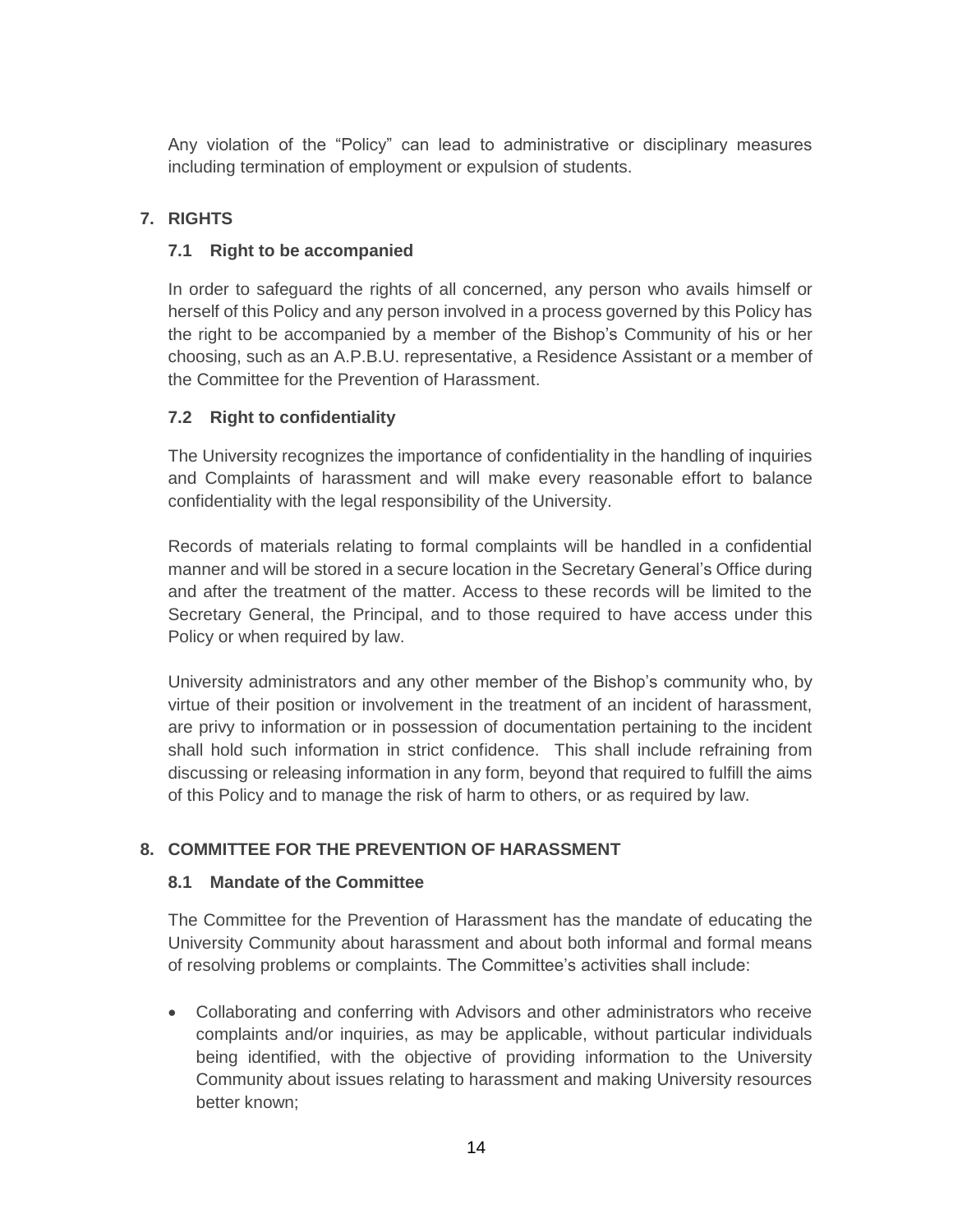Any violation of the "Policy" can lead to administrative or disciplinary measures including termination of employment or expulsion of students.

## 7. RIGHTS

### 7.1 Right to be accompanied

In order to safeguard the rights of all concerned, any person who avails himself or herself of this Policy and any person involved in a process governed by this Policy has the right to be accompanied by a member of the Bishop's Community of his or her choosing, such as an A.P.B.U. representative, a Residence Assistant or a member of the Committee for the Prevention of Harassment.

### 7.2 Right to confidentiality

The University recognizes the importance of confidentiality in the handling of inquiries and Complaints of harassment and will make every reasonable effort to balance confidentiality with the legal responsibility of the University.

Records of materials relating to formal complaints will be handled in a confidential manner and will be stored in a secure location in the Secretary General's Office during and after the treatment of the matter. Access to these records will be limited to the Secretary General, the Principal, and to those required to have access under this Policy or when required by law.

University administrators and any other member of the Bishop's community who, by virtue of their position or involvement in the treatment of an incident of harassment, are privy to information or in possession of documentation pertaining to the incident shall hold such information in strict confidence. This shall include refraining from discussing or releasing information in any form, beyond that required to fulfill the aims of this Policy and to manage the risk of harm to others, or as required by law.

## 8. COMMITTEE FOR THE PREVENTION OF HARASSMENT

### 8.1 Mandate of the Committee

The Committee for the Prevention of Harassment has the mandate of educating the University Community about harassment and about both informal and formal means of resolving problems or complaints. The Committee's activities shall include:

- Collaborating and conferring with Advisors and other administrators who receive complaints and/or inquiries, as may be applicable, without particular individuals being identified, with the objective of providing information to the University Community about issues relating to harassment and making University resources better known;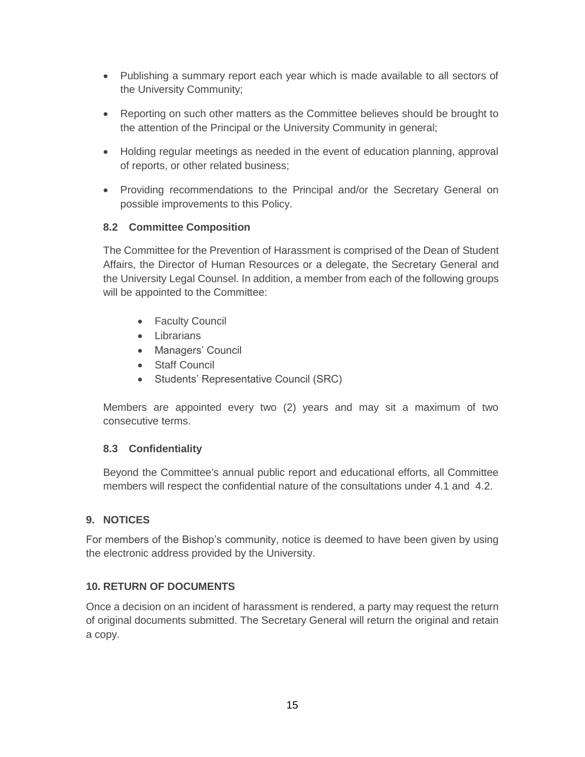- Publishing a summary report each year which is made available to all sectors of the University Community;
- Reporting on such other matters as the Committee believes should be brought to the attention of the Principal or the University Community in general;
- Holding regular meetings as needed in the event of education planning, approval of reports, or other related business;
- Providing recommendations to the Principal and/or the Secretary General on possible improvements to this Policy.

### 8.2 Committee Composition

The Committee for the Prevention of Harassment is comprised of the Dean of Student Affairs, the Director of Human Resources or a delegate, the Secretary General and the University Legal Counsel. In addition, a member from each of the following groups will be appointed to the Committee:

- Faculty Council
- Librarians
- Managers' Council
- Staff Council
- Students' Representative Council (SRC)

Members are appointed every two (2) years and may sit a maximum of two consecutive terms.

### 8.3 Confidentiality

Beyond the Committee's annual public report and educational efforts, all Committee members will respect the confidential nature of the consultations under 4.1 and 4.2.

## 9. NOTICES

For members of the Bishop's community, notice is deemed to have been given by using the electronic address provided by the University.

## 10. RETURN OF DOCUMENTS

Once a decision on an incident of harassment is rendered, a party may request the return of original documents submitted. The Secretary General will return the original and retain a copy.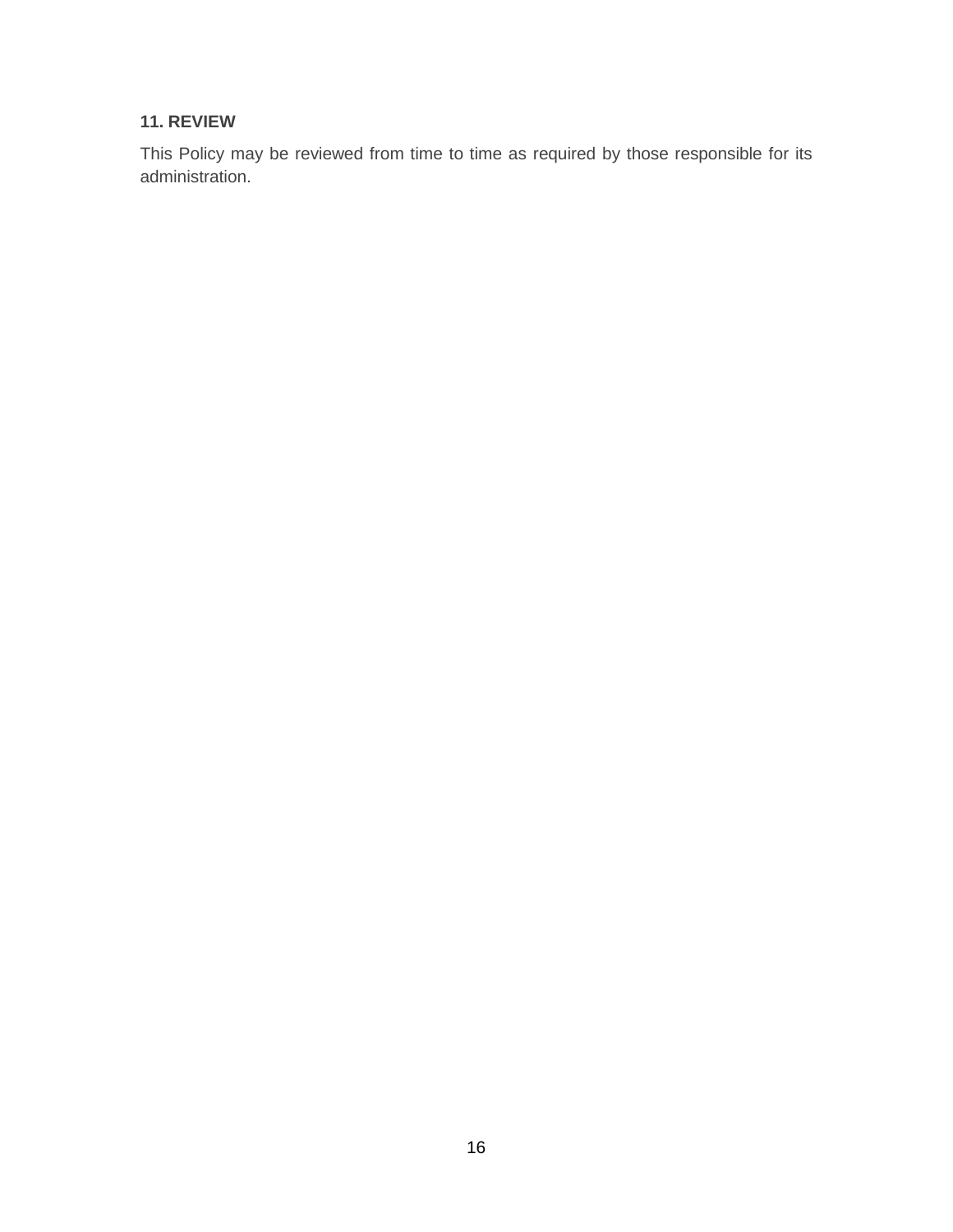**11. REVIEW**

This Policy may be reviewed from time to time as required by those responsible for its administration.